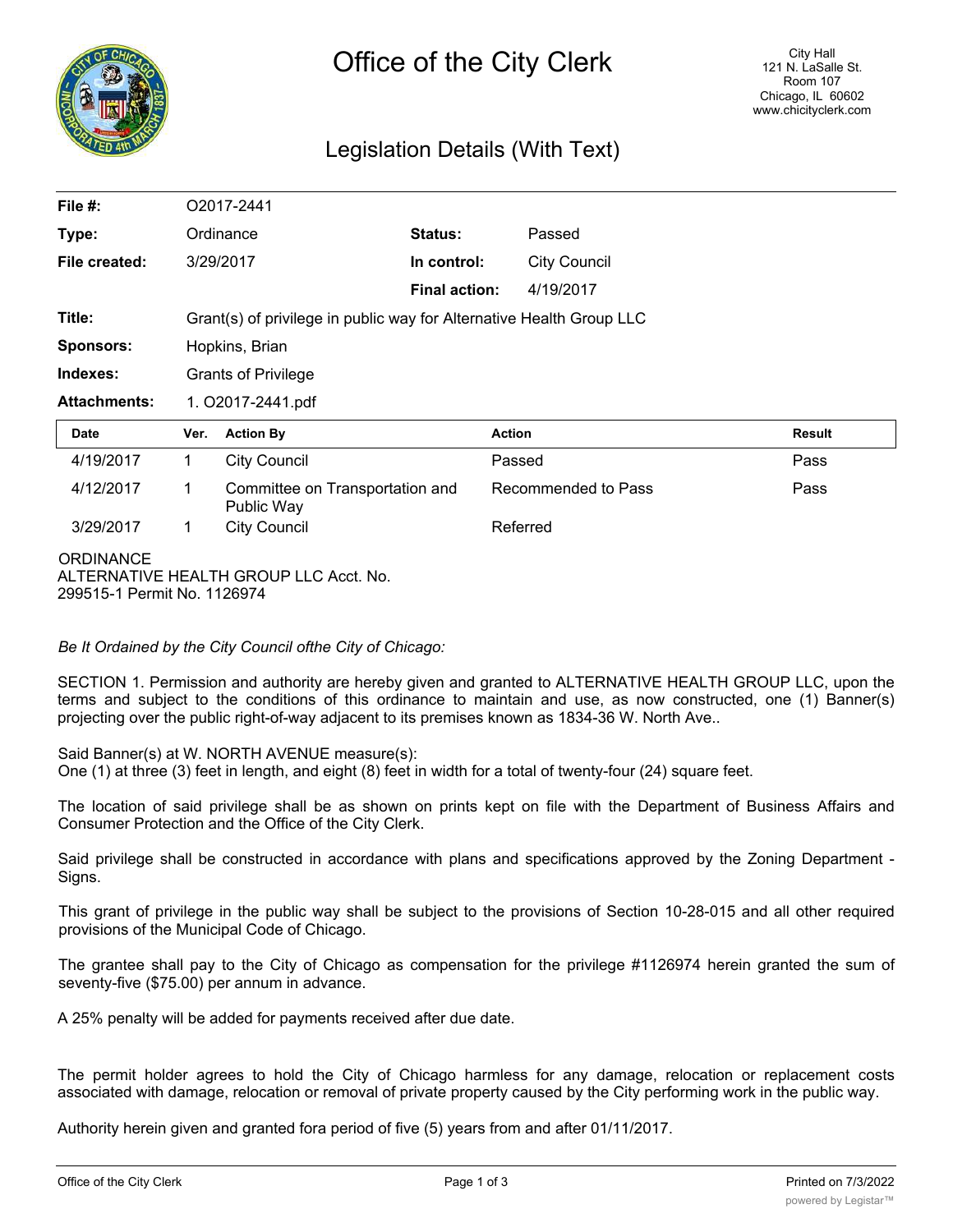# Office of the City Clerk

City Hall
121 N. LaSalle St.
Room 107
Chicago, IL 60602
www.chicityclerk.com

## Legislation Details (With Text)

| | | | |
|---|---|---|---|
| **File #:** | O2017-2441 | | |
| **Type:** | Ordinance | **Status:** | Passed |
| **File created:** | 3/29/2017 | **In control:** | City Council |
| | | **Final action:** | 4/19/2017 |
| **Title:** | Grant(s) of privilege in public way for Alternative Health Group LLC | | |
| **Sponsors:** | Hopkins, Brian | | |
| **Indexes:** | Grants of Privilege | | |
| **Attachments:** | 1. O2017-2441.pdf | | |

| Date | Ver. | Action By | Action | Result |
|---|---|---|---|---|
| 4/19/2017 | 1 | City Council | Passed | Pass |
| 4/12/2017 | 1 | Committee on Transportation and Public Way | Recommended to Pass | Pass |
| 3/29/2017 | 1 | City Council | Referred | |

ORDINANCE
ALTERNATIVE HEALTH GROUP LLC Acct. No.
299515-1 Permit No. 1126974

*Be It Ordained by the City Council ofthe City of Chicago:*

SECTION 1. Permission and authority are hereby given and granted to ALTERNATIVE HEALTH GROUP LLC, upon the terms and subject to the conditions of this ordinance to maintain and use, as now constructed, one (1) Banner(s) projecting over the public right-of-way adjacent to its premises known as 1834-36 W. North Ave..

Said Banner(s) at W. NORTH AVENUE measure(s):
One (1) at three (3) feet in length, and eight (8) feet in width for a total of twenty-four (24) square feet.

The location of said privilege shall be as shown on prints kept on file with the Department of Business Affairs and Consumer Protection and the Office of the City Clerk.

Said privilege shall be constructed in accordance with plans and specifications approved by the Zoning Department - Signs.

This grant of privilege in the public way shall be subject to the provisions of Section 10-28-015 and all other required provisions of the Municipal Code of Chicago.

The grantee shall pay to the City of Chicago as compensation for the privilege #1126974 herein granted the sum of seventy-five ($75.00) per annum in advance.

A 25% penalty will be added for payments received after due date.

The permit holder agrees to hold the City of Chicago harmless for any damage, relocation or replacement costs associated with damage, relocation or removal of private property caused by the City performing work in the public way.

Authority herein given and granted fora period of five (5) years from and after 01/11/2017.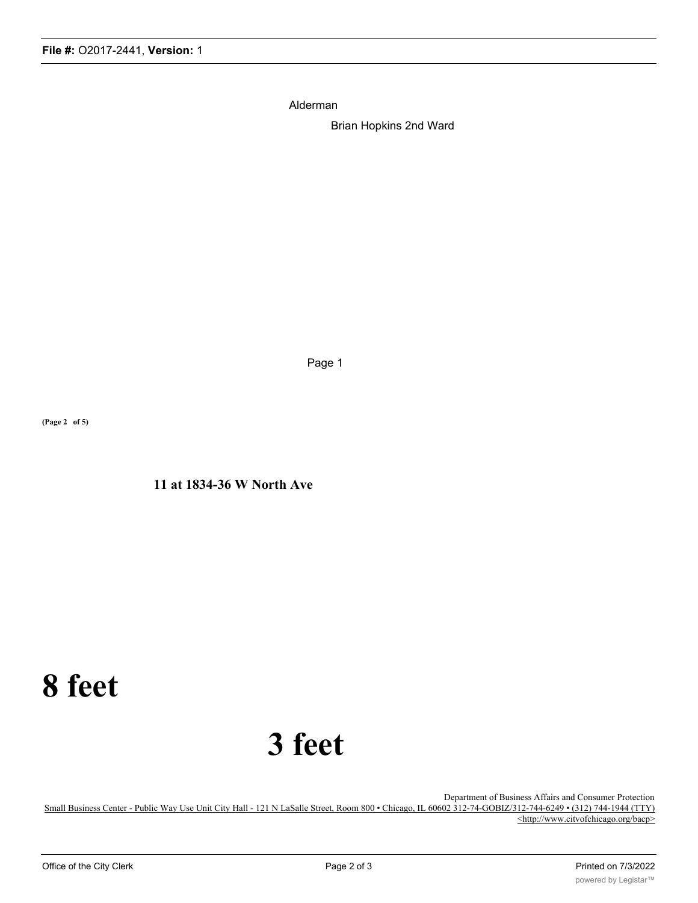Alderman

Brian Hopkins 2nd Ward

Page 1

**(Page 2 of 5)**

**11 at 1834-36 W North Ave**

# 8 feet

# 3 feet

Department of Business Affairs and Consumer Protection
Small Business Center - Public Way Use Unit City Hall - 121 N LaSalle Street, Room 800 • Chicago, IL 60602 312-74-GOBIZ/312-744-6249 • (312) 744-1944 (TTY)
<http://www.cityofchicago.org/bacp>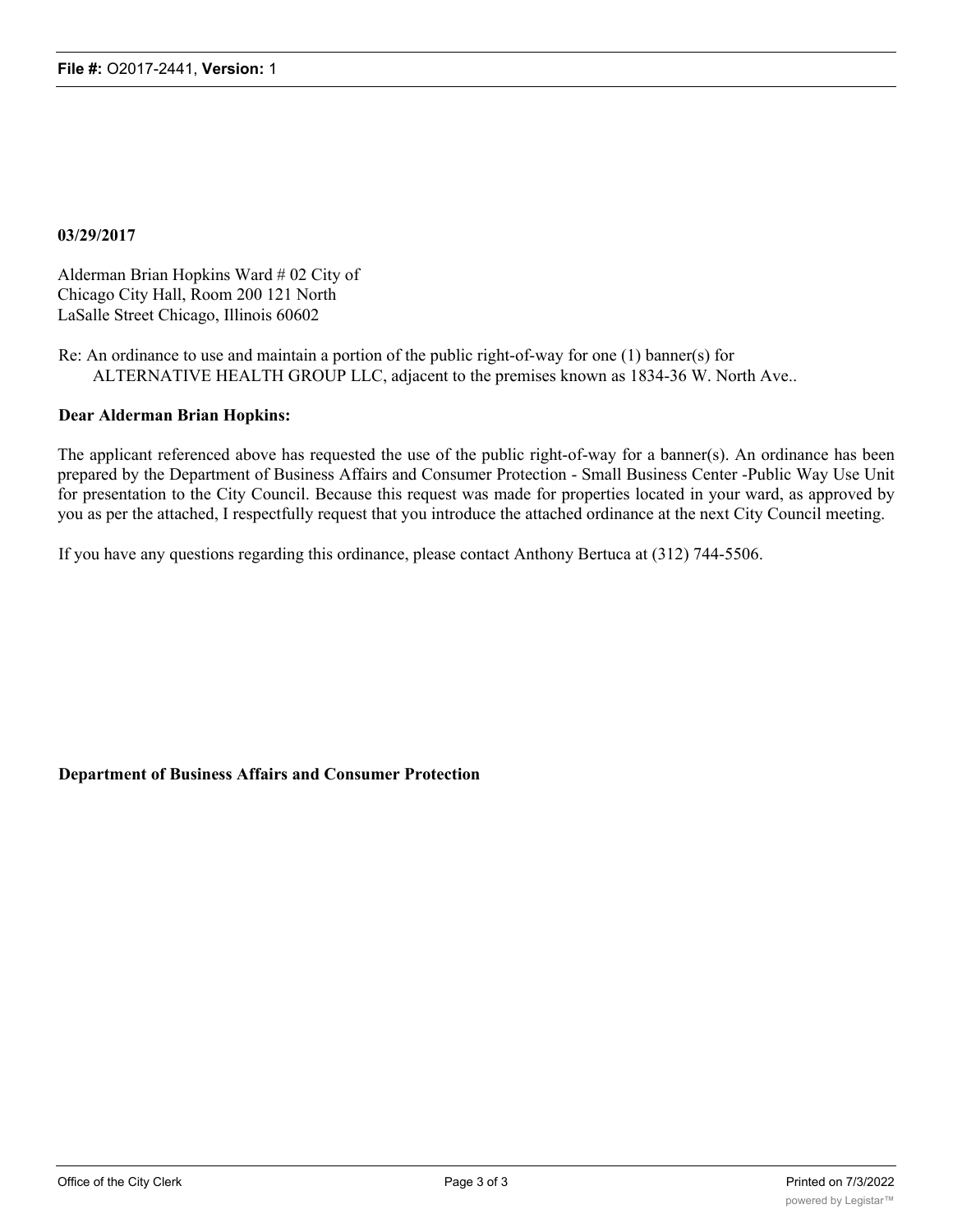**03/29/2017**

Alderman Brian Hopkins Ward # 02 City of
Chicago City Hall, Room 200 121 North
LaSalle Street Chicago, Illinois 60602

Re: An ordinance to use and maintain a portion of the public right-of-way for one (1) banner(s) for ALTERNATIVE HEALTH GROUP LLC, adjacent to the premises known as 1834-36 W. North Ave..

**Dear Alderman Brian Hopkins:**

The applicant referenced above has requested the use of the public right-of-way for a banner(s). An ordinance has been prepared by the Department of Business Affairs and Consumer Protection - Small Business Center -Public Way Use Unit for presentation to the City Council. Because this request was made for properties located in your ward, as approved by you as per the attached, I respectfully request that you introduce the attached ordinance at the next City Council meeting.

If you have any questions regarding this ordinance, please contact Anthony Bertuca at (312) 744-5506.

**Department of Business Affairs and Consumer Protection**